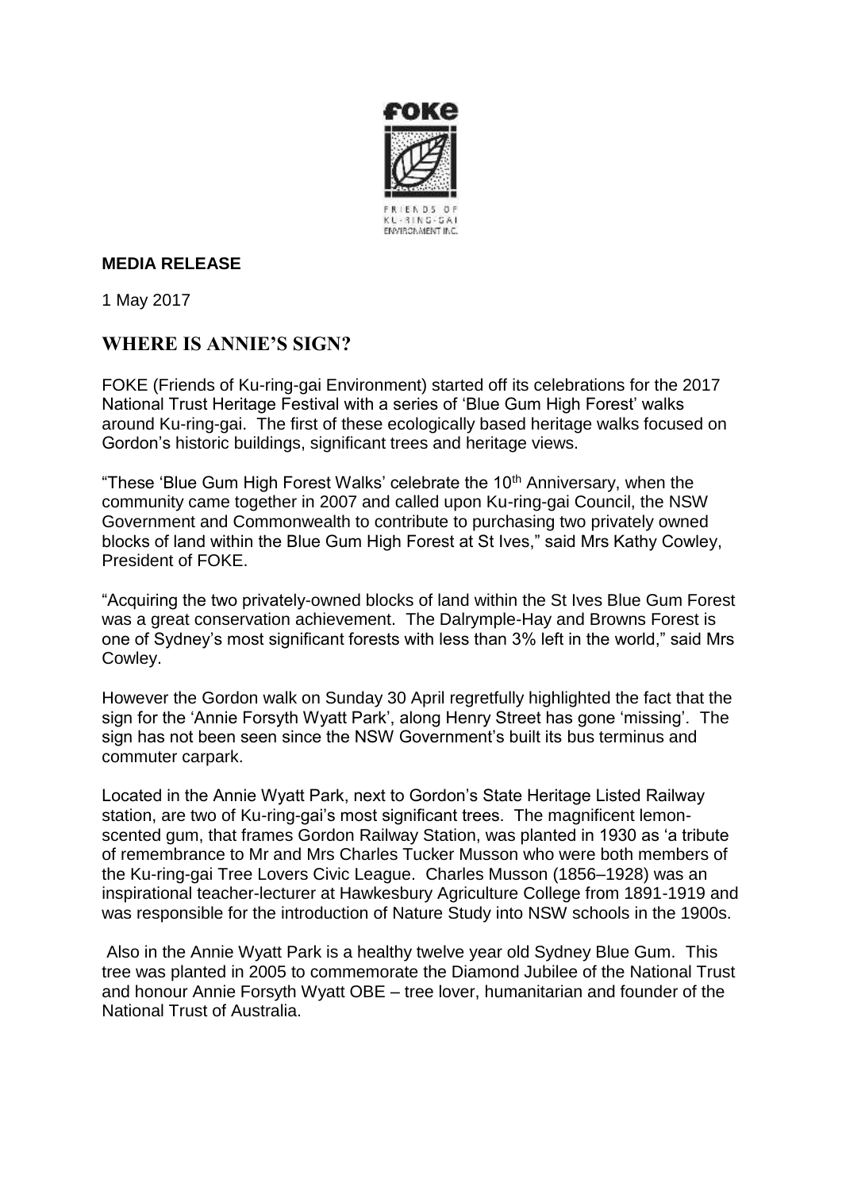FOKE

FRIENDS OF KU-RING-GAI ENVIRONMENT INC.

**MEDIA RELEASE**

1 May 2017

## WHERE IS ANNIE'S SIGN?

FOKE (Friends of Ku-ring-gai Environment) started off its celebrations for the 2017 National Trust Heritage Festival with a series of 'Blue Gum High Forest' walks around Ku-ring-gai. The first of these ecologically based heritage walks focused on Gordon's historic buildings, significant trees and heritage views.

"These 'Blue Gum High Forest Walks' celebrate the 10th Anniversary, when the community came together in 2007 and called upon Ku-ring-gai Council, the NSW Government and Commonwealth to contribute to purchasing two privately owned blocks of land within the Blue Gum High Forest at St Ives," said Mrs Kathy Cowley, President of FOKE.

"Acquiring the two privately-owned blocks of land within the St Ives Blue Gum Forest was a great conservation achievement. The Dalrymple-Hay and Browns Forest is one of Sydney's most significant forests with less than 3% left in the world," said Mrs Cowley.

However the Gordon walk on Sunday 30 April regretfully highlighted the fact that the sign for the 'Annie Forsyth Wyatt Park', along Henry Street has gone 'missing'. The sign has not been seen since the NSW Government's built its bus terminus and commuter carpark.

Located in the Annie Wyatt Park, next to Gordon's State Heritage Listed Railway station, are two of Ku-ring-gai's most significant trees. The magnificent lemon-scented gum, that frames Gordon Railway Station, was planted in 1930 as 'a tribute of remembrance to Mr and Mrs Charles Tucker Musson who were both members of the Ku-ring-gai Tree Lovers Civic League. Charles Musson (1856–1928) was an inspirational teacher-lecturer at Hawkesbury Agriculture College from 1891-1919 and was responsible for the introduction of Nature Study into NSW schools in the 1900s.

Also in the Annie Wyatt Park is a healthy twelve year old Sydney Blue Gum. This tree was planted in 2005 to commemorate the Diamond Jubilee of the National Trust and honour Annie Forsyth Wyatt OBE – tree lover, humanitarian and founder of the National Trust of Australia.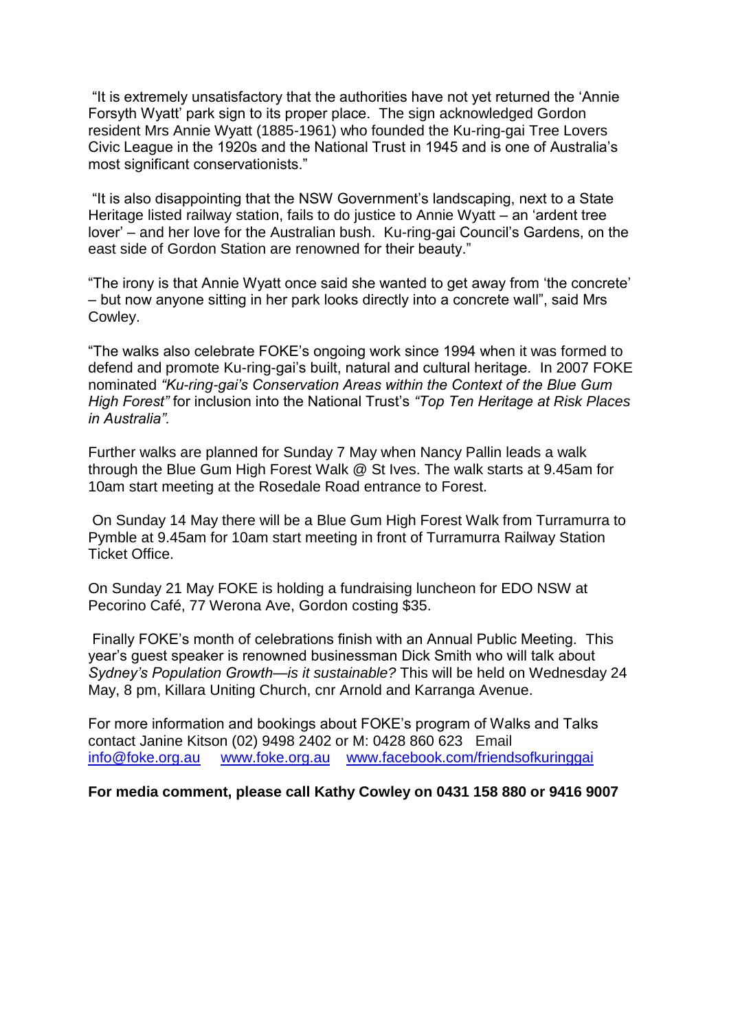"It is extremely unsatisfactory that the authorities have not yet returned the 'Annie Forsyth Wyatt' park sign to its proper place. The sign acknowledged Gordon resident Mrs Annie Wyatt (1885-1961) who founded the Ku-ring-gai Tree Lovers Civic League in the 1920s and the National Trust in 1945 and is one of Australia's most significant conservationists."

"It is also disappointing that the NSW Government's landscaping, next to a State Heritage listed railway station, fails to do justice to Annie Wyatt – an 'ardent tree lover' – and her love for the Australian bush. Ku-ring-gai Council's Gardens, on the east side of Gordon Station are renowned for their beauty."

"The irony is that Annie Wyatt once said she wanted to get away from 'the concrete' – but now anyone sitting in her park looks directly into a concrete wall", said Mrs Cowley.

"The walks also celebrate FOKE's ongoing work since 1994 when it was formed to defend and promote Ku-ring-gai's built, natural and cultural heritage. In 2007 FOKE nominated *"Ku-ring-gai's Conservation Areas within the Context of the Blue Gum High Forest"* for inclusion into the National Trust's *"Top Ten Heritage at Risk Places in Australia".*

Further walks are planned for Sunday 7 May when Nancy Pallin leads a walk through the Blue Gum High Forest Walk @ St Ives. The walk starts at 9.45am for 10am start meeting at the Rosedale Road entrance to Forest.

On Sunday 14 May there will be a Blue Gum High Forest Walk from Turramurra to Pymble at 9.45am for 10am start meeting in front of Turramurra Railway Station Ticket Office.

On Sunday 21 May FOKE is holding a fundraising luncheon for EDO NSW at Pecorino Café, 77 Werona Ave, Gordon costing $35.

Finally FOKE's month of celebrations finish with an Annual Public Meeting. This year's guest speaker is renowned businessman Dick Smith who will talk about *Sydney's Population Growth—is it sustainable?* This will be held on Wednesday 24 May, 8 pm, Killara Uniting Church, cnr Arnold and Karranga Avenue.

For more information and bookings about FOKE's program of Walks and Talks contact Janine Kitson (02) 9498 2402 or M: 0428 860 623 Email info@foke.org.au www.foke.org.au www.facebook.com/friendsofkuringgai

**For media comment, please call Kathy Cowley on 0431 158 880 or 9416 9007**